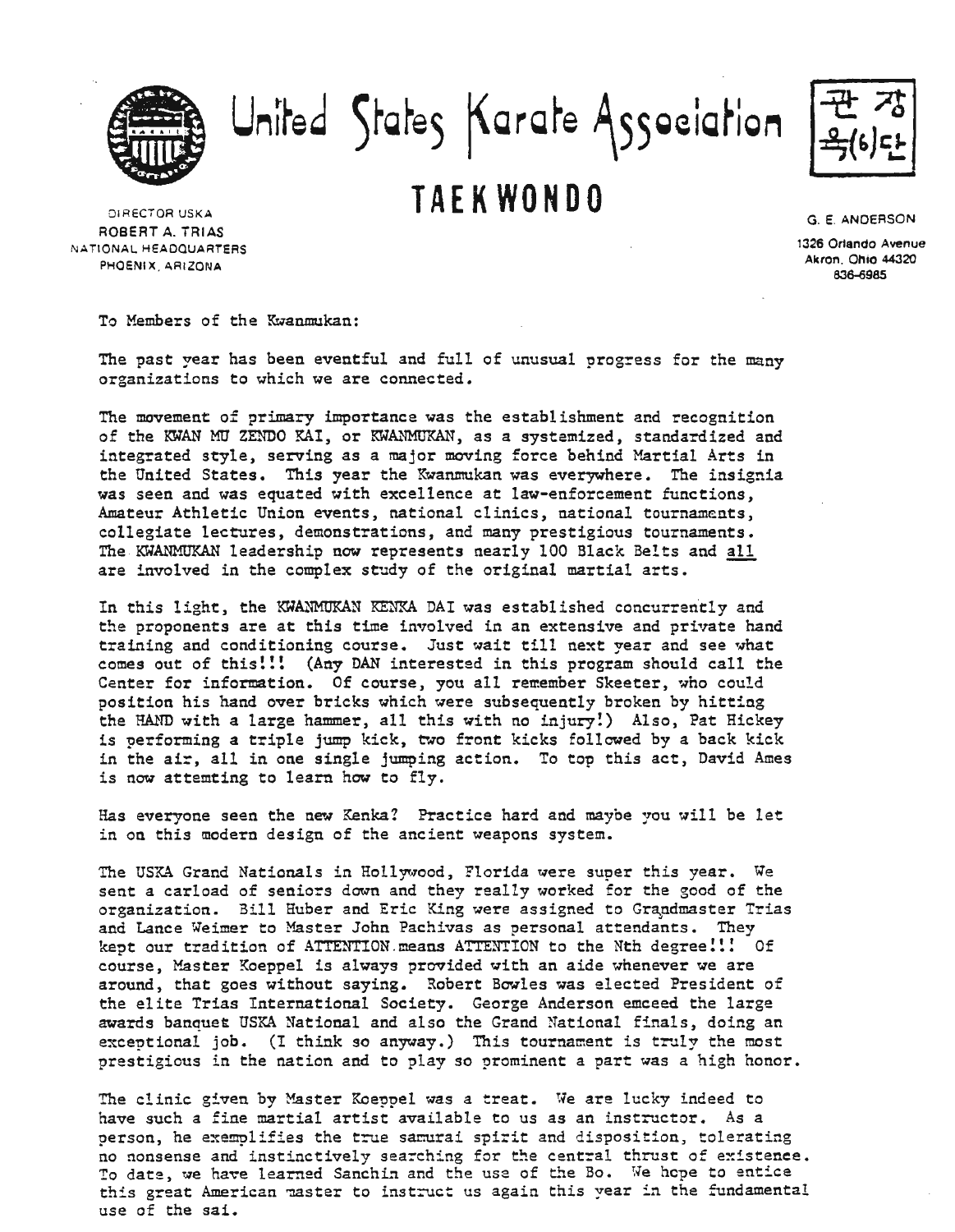# United States Karate Association

## TAEKWONDO

관 장
욱(6)단

DIRECTOR USKA
ROBERT A. TRIAS
NATIONAL HEADQUARTERS
PHOENIX, ARIZONA

G. E. ANDERSON
1326 Orlando Avenue
Akron, Ohio 44320
836-6985

To Members of the Kwanmukan:

The past year has been eventful and full of unusual progress for the many organizations to which we are connected.

The movement of primary importance was the establishment and recognition of the KWAN MU ZENDO KAI, or KWANMUKAN, as a systemized, standardized and integrated style, serving as a major moving force behind Martial Arts in the United States. This year the Kwanmukan was everywhere. The insignia was seen and was equated with excellence at law-enforcement functions, Amateur Athletic Union events, national clinics, national tournaments, collegiate lectures, demonstrations, and many prestigious tournaments. The KWANMUKAN leadership now represents nearly 100 Black Belts and <u>all</u> are involved in the complex study of the original martial arts.

In this light, the KWANMUKAN KENKA DAI was established concurrently and the proponents are at this time involved in an extensive and private hand training and conditioning course. Just wait till next year and see what comes out of this!!! (Any DAN interested in this program should call the Center for information. Of course, you all remember Skeeter, who could position his hand over bricks which were subsequently broken by hitting the HAND with a large hammer, all this with no injury!) Also, Pat Hickey is performing a triple jump kick, two front kicks followed by a back kick in the air, all in one single jumping action. To top this act, David Ames is now attemting to learn how to fly.

Has everyone seen the new Kenka? Practice hard and maybe you will be let in on this modern design of the ancient weapons system.

The USKA Grand Nationals in Hollywood, Florida were super this year. We sent a carload of seniors down and they really worked for the good of the organization. Bill Huber and Eric King were assigned to Grandmaster Trias and Lance Weimer to Master John Pachivas as personal attendants. They kept our tradition of ATTENTION means ATTENTION to the Nth degree!!! Of course, Master Koeppel is always provided with an aide whenever we are around, that goes without saying. Robert Bowles was elected President of the elite Trias International Society. George Anderson emceed the large awards banquet USKA National and also the Grand National finals, doing an exceptional job. (I think so anyway.) This tournament is truly the most prestigious in the nation and to play so prominent a part was a high honor.

The clinic given by Master Koeppel was a treat. We are lucky indeed to have such a fine martial artist available to us as an instructor. As a person, he exemplifies the true samurai spirit and disposition, tolerating no nonsense and instinctively searching for the central thrust of existence. To date, we have learned Sanchin and the use of the Bo. We hope to entice this great American master to instruct us again this year in the fundamental use of the sai.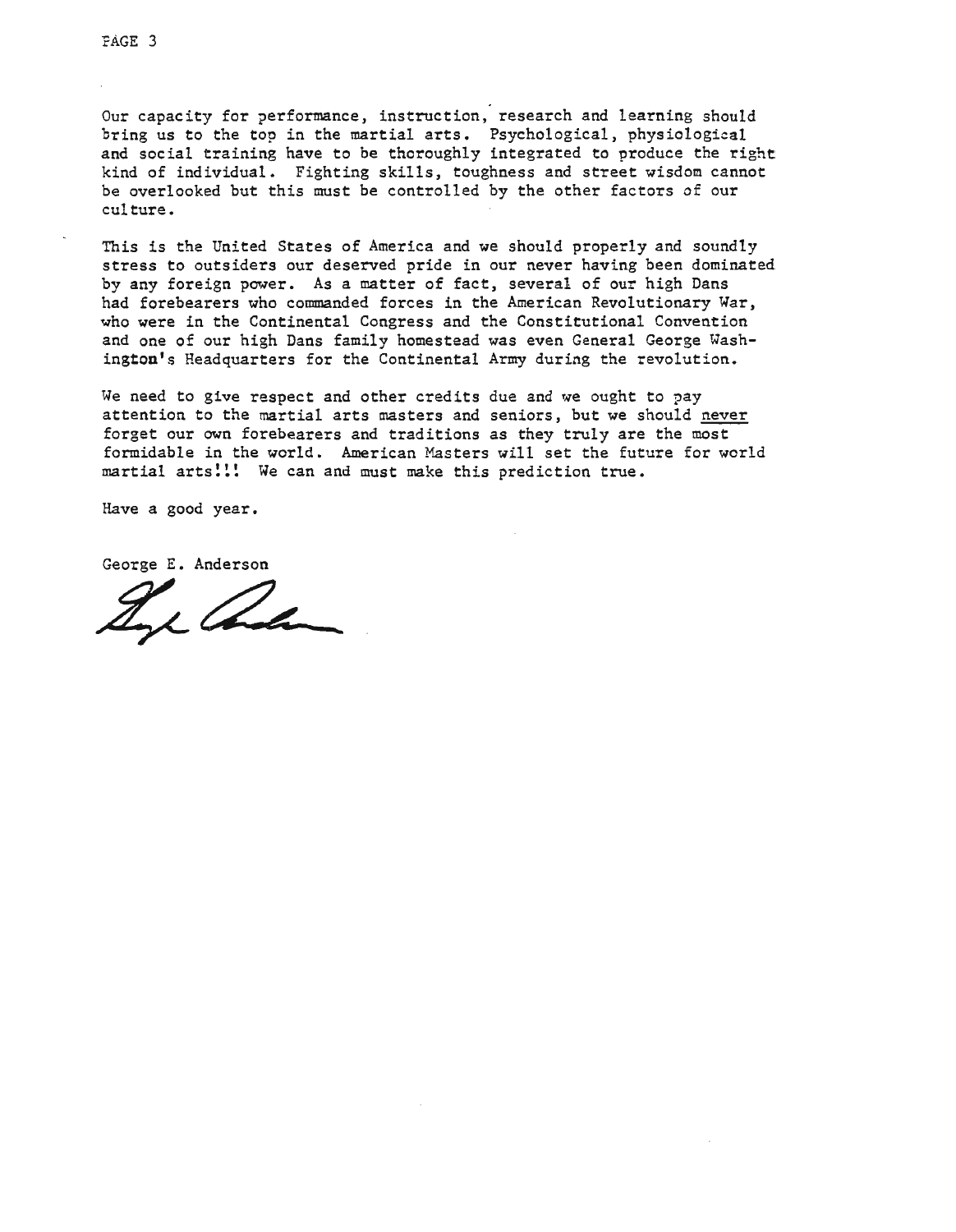Our capacity for performance, instruction, research and learning should bring us to the top in the martial arts. Psychological, physiological and social training have to be thoroughly integrated to produce the right kind of individual. Fighting skills, toughness and street wisdom cannot be overlooked but this must be controlled by the other factors of our culture.

This is the United States of America and we should properly and soundly stress to outsiders our deserved pride in our never having been dominated by any foreign power. As a matter of fact, several of our high Dans had forebearers who commanded forces in the American Revolutionary War, who were in the Continental Congress and the Constitutional Convention and one of our high Dans family homestead was even General George Washington's Headquarters for the Continental Army during the revolution.

We need to give respect and other credits due and we ought to pay attention to the martial arts masters and seniors, but we should never forget our own forebearers and traditions as they truly are the most formidable in the world. American Masters will set the future for world martial arts!!! We can and must make this prediction true.

Have a good year.

George E. Anderson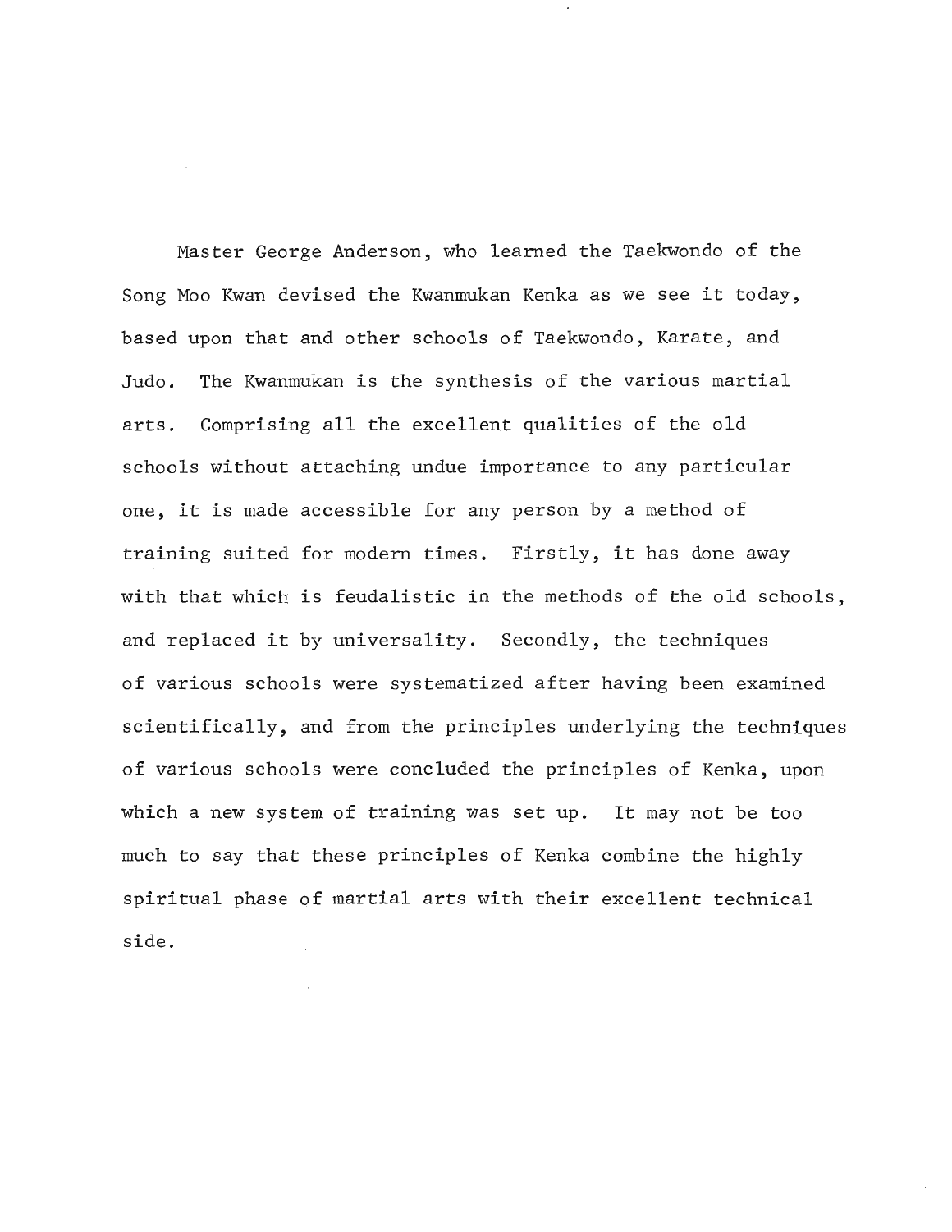Master George Anderson, who learned the Taekwondo of the Song Moo Kwan devised the Kwanmukan Kenka as we see it today, based upon that and other schools of Taekwondo, Karate, and Judo. The Kwanmukan is the synthesis of the various martial arts. Comprising all the excellent qualities of the old schools without attaching undue importance to any particular one, it is made accessible for any person by a method of training suited for modern times. Firstly, it has done away with that which is feudalistic in the methods of the old schools, and replaced it by universality. Secondly, the techniques of various schools were systematized after having been examined scientifically, and from the principles underlying the techniques of various schools were concluded the principles of Kenka, upon which a new system of training was set up. It may not be too much to say that these principles of Kenka combine the highly spiritual phase of martial arts with their excellent technical side.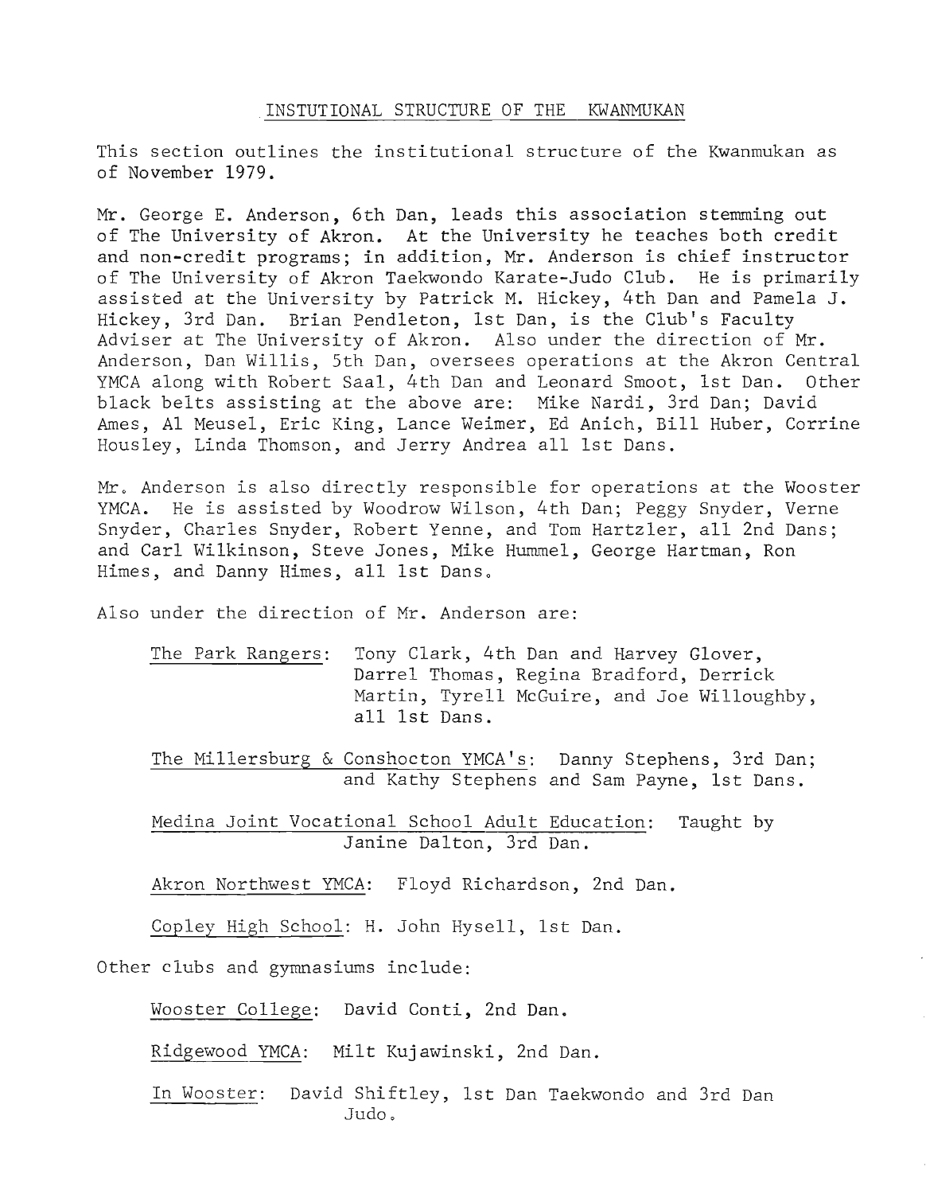## INSTUTIONAL STRUCTURE OF THE KWANMUKAN

This section outlines the institutional structure of the Kwanmukan as of November 1979.

Mr. George E. Anderson, 6th Dan, leads this association stemming out of The University of Akron. At the University he teaches both credit and non-credit programs; in addition, Mr. Anderson is chief instructor of The University of Akron Taekwondo Karate-Judo Club. He is primarily assisted at the University by Patrick M. Hickey, 4th Dan and Pamela J. Hickey, 3rd Dan. Brian Pendleton, 1st Dan, is the Club's Faculty Adviser at The University of Akron. Also under the direction of Mr. Anderson, Dan Willis, 5th Dan, oversees operations at the Akron Central YMCA along with Robert Saal, 4th Dan and Leonard Smoot, 1st Dan. Other black belts assisting at the above are: Mike Nardi, 3rd Dan; David Ames, Al Meusel, Eric King, Lance Weimer, Ed Anich, Bill Huber, Corrine Housley, Linda Thomson, and Jerry Andrea all 1st Dans.

Mr. Anderson is also directly responsible for operations at the Wooster YMCA. He is assisted by Woodrow Wilson, 4th Dan; Peggy Snyder, Verne Snyder, Charles Snyder, Robert Yenne, and Tom Hartzler, all 2nd Dans; and Carl Wilkinson, Steve Jones, Mike Hummel, George Hartman, Ron Himes, and Danny Himes, all 1st Dans.

Also under the direction of Mr. Anderson are:

<u>The Park Rangers</u>: Tony Clark, 4th Dan and Harvey Glover, Darrel Thomas, Regina Bradford, Derrick Martin, Tyrell McGuire, and Joe Willoughby, all 1st Dans.

<u>The Millersburg & Conshocton YMCA's</u>: Danny Stephens, 3rd Dan; and Kathy Stephens and Sam Payne, 1st Dans.

<u>Medina Joint Vocational School Adult Education</u>: Taught by Janine Dalton, 3rd Dan.

<u>Akron Northwest YMCA</u>: Floyd Richardson, 2nd Dan.

<u>Copley High School</u>: H. John Hysell, 1st Dan.

Other clubs and gymnasiums include:

<u>Wooster College</u>: David Conti, 2nd Dan.

<u>Ridgewood YMCA</u>: Milt Kujawinski, 2nd Dan.

<u>In Wooster</u>: David Shiftley, 1st Dan Taekwondo and 3rd Dan Judo.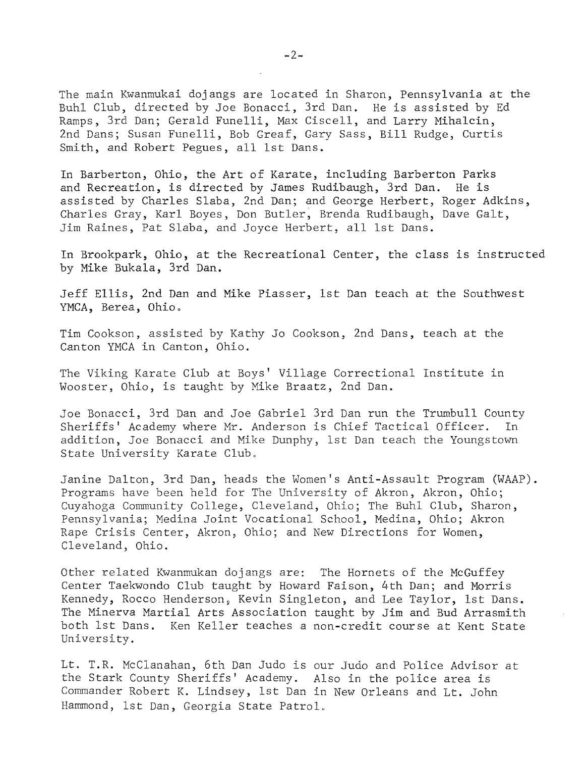The main Kwanmukai dojangs are located in Sharon, Pennsylvania at the Buhl Club, directed by Joe Bonacci, 3rd Dan. He is assisted by Ed Ramps, 3rd Dan; Gerald Funelli, Max Ciscell, and Larry Mihalcin, 2nd Dans; Susan Funelli, Bob Greaf, Gary Sass, Bill Rudge, Curtis Smith, and Robert Pegues, all 1st Dans.

In Barberton, Ohio, the Art of Karate, including Barberton Parks and Recreation, is directed by James Rudibaugh, 3rd Dan. He is assisted by Charles Slaba, 2nd Dan; and George Herbert, Roger Adkins, Charles Gray, Karl Boyes, Don Butler, Brenda Rudibaugh, Dave Galt, Jim Raines, Pat Slaba, and Joyce Herbert, all 1st Dans.

In Brookpark, Ohio, at the Recreational Center, the class is instructed by Mike Bukala, 3rd Dan.

Jeff Ellis, 2nd Dan and Mike Piasser, 1st Dan teach at the Southwest YMCA, Berea, Ohio.

Tim Cookson, assisted by Kathy Jo Cookson, 2nd Dans, teach at the Canton YMCA in Canton, Ohio.

The Viking Karate Club at Boys' Village Correctional Institute in Wooster, Ohio, is taught by Mike Braatz, 2nd Dan.

Joe Bonacci, 3rd Dan and Joe Gabriel 3rd Dan run the Trumbull County Sheriffs' Academy where Mr. Anderson is Chief Tactical Officer. In addition, Joe Bonacci and Mike Dunphy, 1st Dan teach the Youngstown State University Karate Club.

Janine Dalton, 3rd Dan, heads the Women's Anti-Assault Program (WAAP). Programs have been held for The University of Akron, Akron, Ohio; Cuyahoga Community College, Cleveland, Ohio; The Buhl Club, Sharon, Pennsylvania; Medina Joint Vocational School, Medina, Ohio; Akron Rape Crisis Center, Akron, Ohio; and New Directions for Women, Cleveland, Ohio.

Other related Kwanmukan dojangs are: The Hornets of the McGuffey Center Taekwondo Club taught by Howard Faison, 4th Dan; and Morris Kennedy, Rocco Henderson, Kevin Singleton, and Lee Taylor, 1st Dans. The Minerva Martial Arts Association taught by Jim and Bud Arrasmith both 1st Dans. Ken Keller teaches a non-credit course at Kent State University.

Lt. T.R. McClanahan, 6th Dan Judo is our Judo and Police Advisor at the Stark County Sheriffs' Academy. Also in the police area is Commander Robert K. Lindsey, 1st Dan in New Orleans and Lt. John Hammond, 1st Dan, Georgia State Patrol.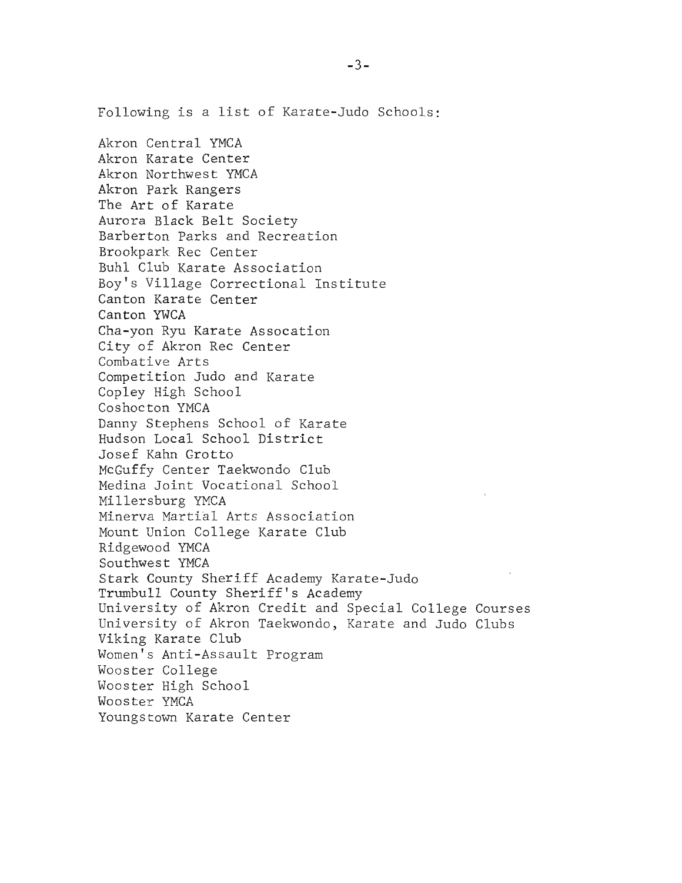Following is a list of Karate-Judo Schools:

Akron Central YMCA
Akron Karate Center
Akron Northwest YMCA
Akron Park Rangers
The Art of Karate
Aurora Black Belt Society
Barberton Parks and Recreation
Brookpark Rec Center
Buhl Club Karate Association
Boy's Village Correctional Institute
Canton Karate Center
Canton YWCA
Cha-yon Ryu Karate Assocation
City of Akron Rec Center
Combative Arts
Competition Judo and Karate
Copley High School
Coshocton YMCA
Danny Stephens School of Karate
Hudson Local School District
Josef Kahn Grotto
McGuffy Center Taekwondo Club
Medina Joint Vocational School
Millersburg YMCA
Minerva Martial Arts Association
Mount Union College Karate Club
Ridgewood YMCA
Southwest YMCA
Stark County Sheriff Academy Karate-Judo
Trumbull County Sheriff's Academy
University of Akron Credit and Special College Courses
University of Akron Taekwondo, Karate and Judo Clubs
Viking Karate Club
Women's Anti-Assault Program
Wooster College
Wooster High School
Wooster YMCA
Youngstown Karate Center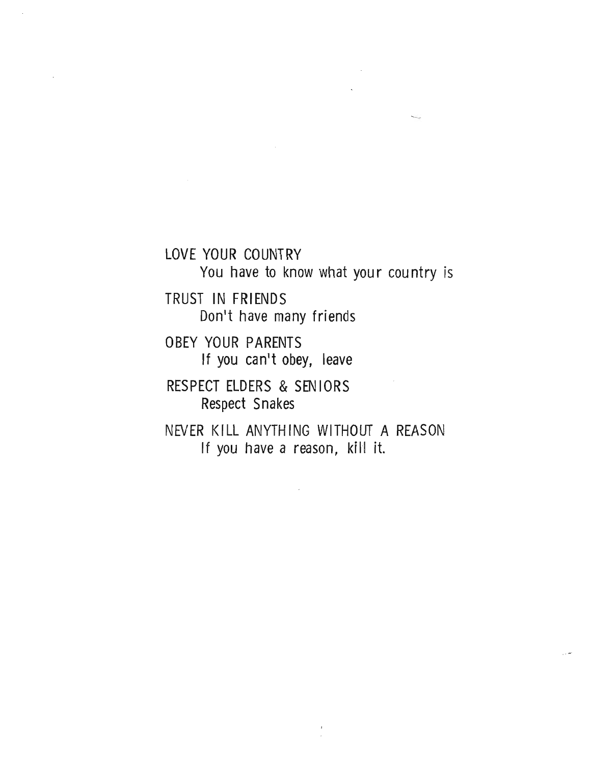LOVE YOUR COUNTRY

You have to know what your country is

TRUST IN FRIENDS

Don't have many friends

OBEY YOUR PARENTS

If you can't obey, leave

RESPECT ELDERS & SENIORS

Respect Snakes

NEVER KILL ANYTHING WITHOUT A REASON

If you have a reason, kill it.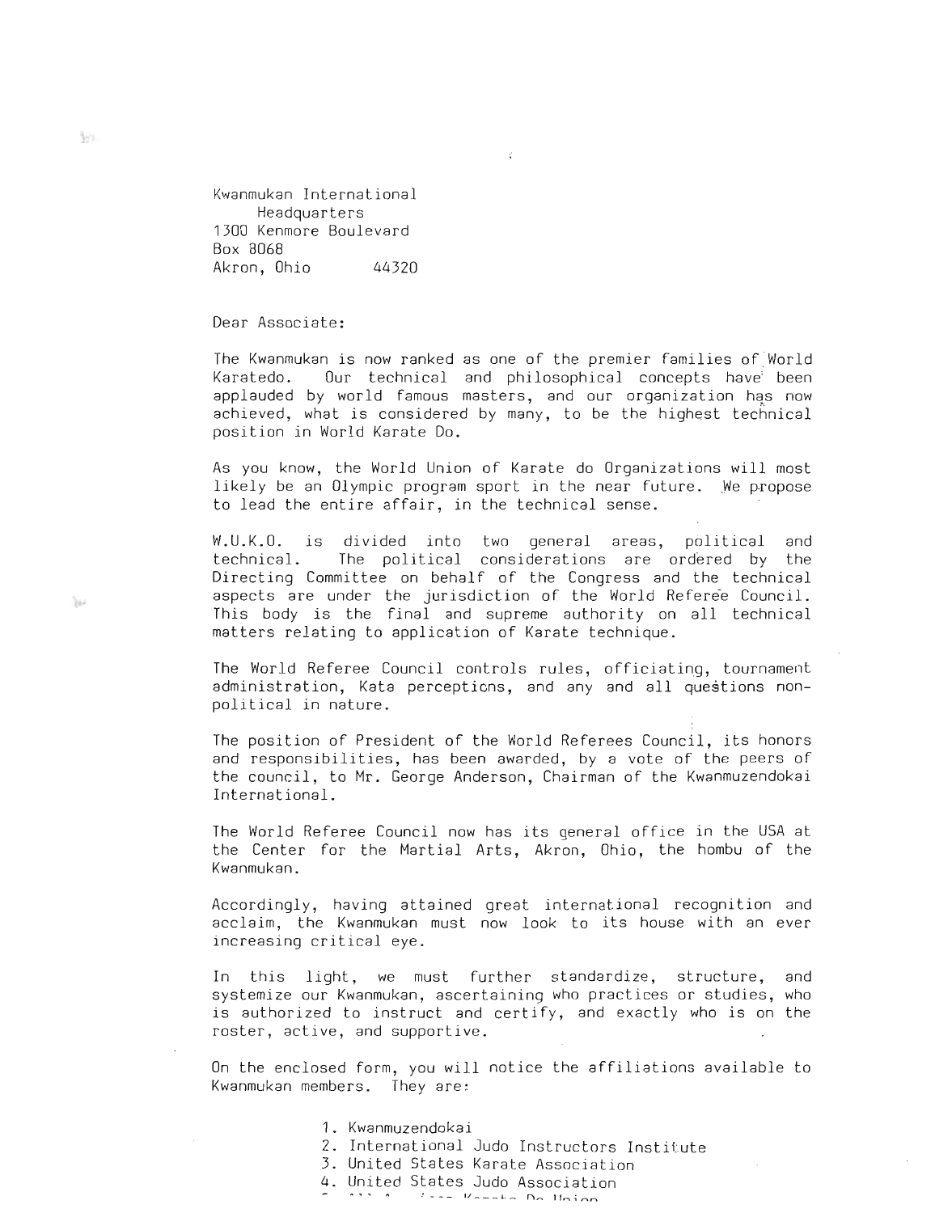Kwanmukan International
Headquarters
1300 Kenmore Boulevard
Box 8068
Akron, Ohio 44320

Dear Associate:

The Kwanmukan is now ranked as one of the premier families of World Karatedo. Our technical and philosophical concepts have been applauded by world famous masters, and our organization has now achieved, what is considered by many, to be the highest technical position in World Karate Do.

As you know, the World Union of Karate do Organizations will most likely be an Olympic program sport in the near future. We propose to lead the entire affair, in the technical sense.

W.U.K.O. is divided into two general areas, political and technical. The political considerations are ordered by the Directing Committee on behalf of the Congress and the technical aspects are under the jurisdiction of the World Referee Council. This body is the final and supreme authority on all technical matters relating to application of Karate technique.

The World Referee Council controls rules, officiating, tournament administration, Kata perceptions, and any and all questions non-political in nature.

The position of President of the World Referees Council, its honors and responsibilities, has been awarded, by a vote of the peers of the council, to Mr. George Anderson, Chairman of the Kwanmuzendokai International.

The World Referee Council now has its general office in the USA at the Center for the Martial Arts, Akron, Ohio, the hombu of the Kwanmukan.

Accordingly, having attained great international recognition and acclaim, the Kwanmukan must now look to its house with an ever increasing critical eye.

In this light, we must further standardize, structure, and systemize our Kwanmukan, ascertaining who practices or studies, who is authorized to instruct and certify, and exactly who is on the roster, active, and supportive.

On the enclosed form, you will notice the affiliations available to Kwanmukan members. They are:

1. Kwanmuzendokai
2. International Judo Instructors Institute
3. United States Karate Association
4. United States Judo Association
5. All American Karate Do Union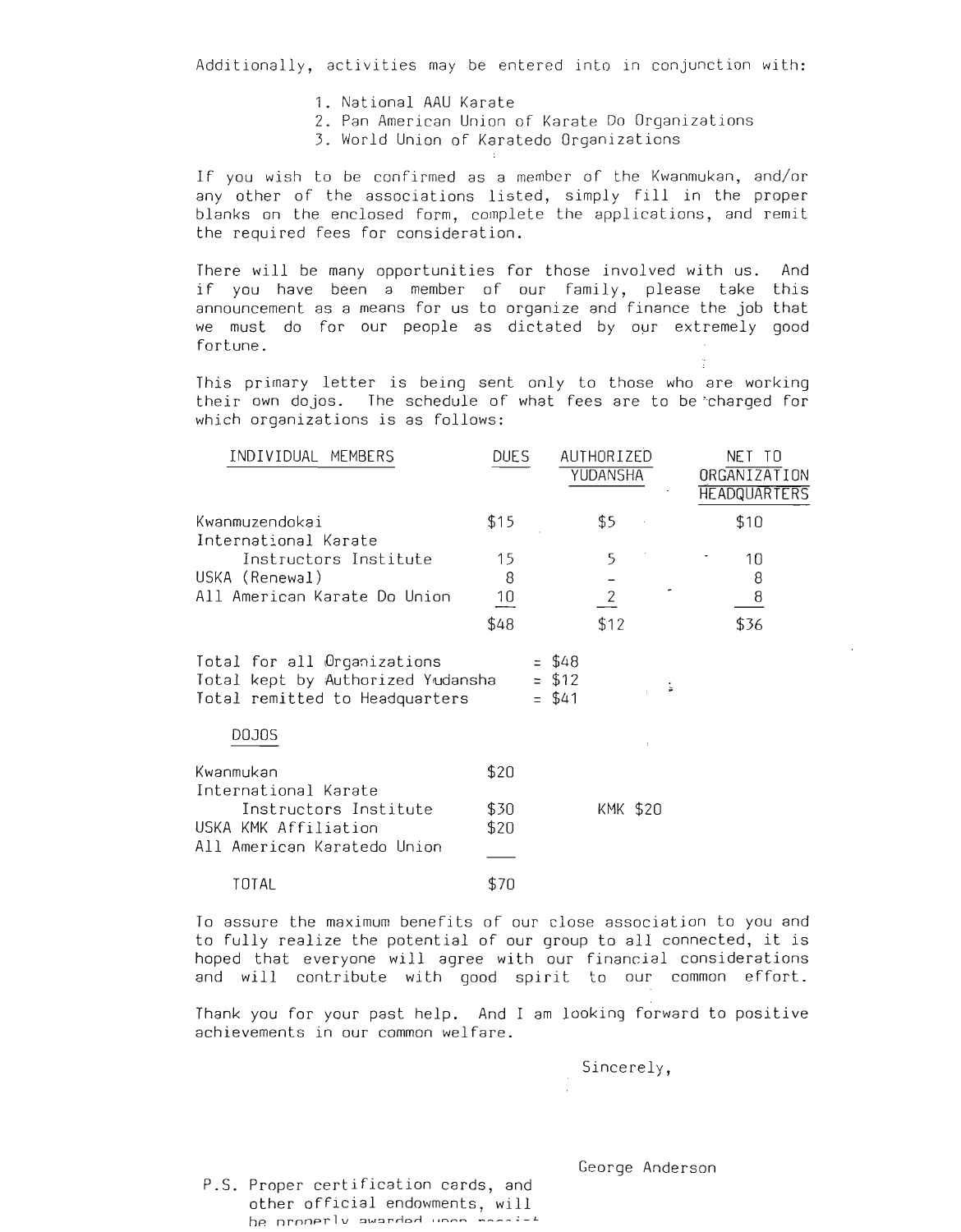Additionally, activities may be entered into in conjunction with:

1. National AAU Karate
2. Pan American Union of Karate Do Organizations
3. World Union of Karatedo Organizations

If you wish to be confirmed as a member of the Kwanmukan, and/or any other of the associations listed, simply fill in the proper blanks on the enclosed form, complete the applications, and remit the required fees for consideration.

There will be many opportunities for those involved with us. And if you have been a member of our family, please take this announcement as a means for us to organize and finance the job that we must do for our people as dictated by our extremely good fortune.

This primary letter is being sent only to those who are working their own dojos. The schedule of what fees are to be charged for which organizations is as follows:

| INDIVIDUAL MEMBERS | DUES | AUTHORIZED YUDANSHA | NET TO ORGANIZATION HEADQUARTERS |
|---|---|---|---|
| Kwanmuzendokai | $15 | $5 | $10 |
| International Karate Instructors Institute | 15 | 5 | 10 |
| USKA (Renewal) | 8 | - | 8 |
| All American Karate Do Union | 10 | 2 | 8 |
| | $48 | $12 | $36 |

Total for all Organizations = $48
Total kept by Authorized Yudansha = $12
Total remitted to Headquarters = $41

| DOJOS | | |
|---|---|---|
| Kwanmukan | $20 | |
| International Karate Instructors Institute | $30 | KMK $20 |
| USKA KMK Affiliation | $20 | |
| All American Karatedo Union | ___ | |
| TOTAL | $70 | |

To assure the maximum benefits of our close association to you and to fully realize the potential of our group to all connected, it is hoped that everyone will agree with our financial considerations and will contribute with good spirit to our common effort.

Thank you for your past help. And I am looking forward to positive achievements in our common welfare.

Sincerely,

George Anderson

P.S. Proper certification cards, and other official endowments, will be properly awarded upon receipt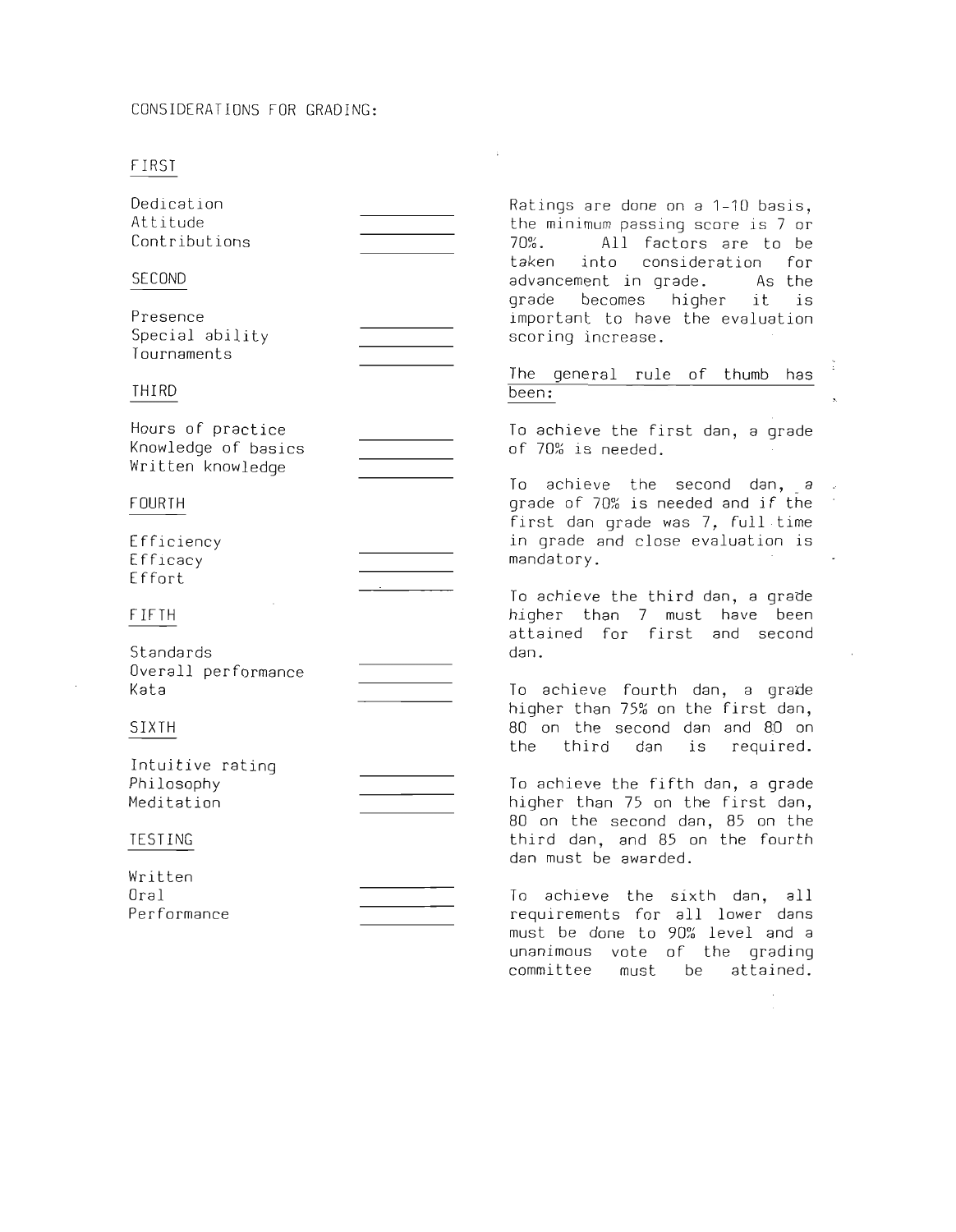CONSIDERATIONS FOR GRADING:

FIRST

Dedication ____________
Attitude ____________
Contributions ____________

SECOND

Presence ____________
Special ability ____________
Tournaments ____________

THIRD

Hours of practice ____________
Knowledge of basics ____________
Written knowledge ____________

FOURTH

Efficiency ____________
Efficacy ____________
Effort ____________

FIFTH

Standards ____________
Overall performance ____________
Kata ____________

SIXTH

Intuitive rating ____________
Philosophy ____________
Meditation ____________

TESTING

Written ____________
Oral ____________
Performance ____________

Ratings are done on a 1-10 basis, the minimum passing score is 7 or 70%. All factors are to be taken into consideration for advancement in grade. As the grade becomes higher it is important to have the evaluation scoring increase.

The general rule of thumb has been:

To achieve the first dan, a grade of 70% is needed.

To achieve the second dan, a grade of 70% is needed and if the first dan grade was 7, full time in grade and close evaluation is mandatory.

To achieve the third dan, a grade higher than 7 must have been attained for first and second dan.

To achieve fourth dan, a grade higher than 75% on the first dan, 80 on the second dan and 80 on the third dan is required.

To achieve the fifth dan, a grade higher than 75 on the first dan, 80 on the second dan, 85 on the third dan, and 85 on the fourth dan must be awarded.

To achieve the sixth dan, all requirements for all lower dans must be done to 90% level and a unanimous vote of the grading committee must be attained.